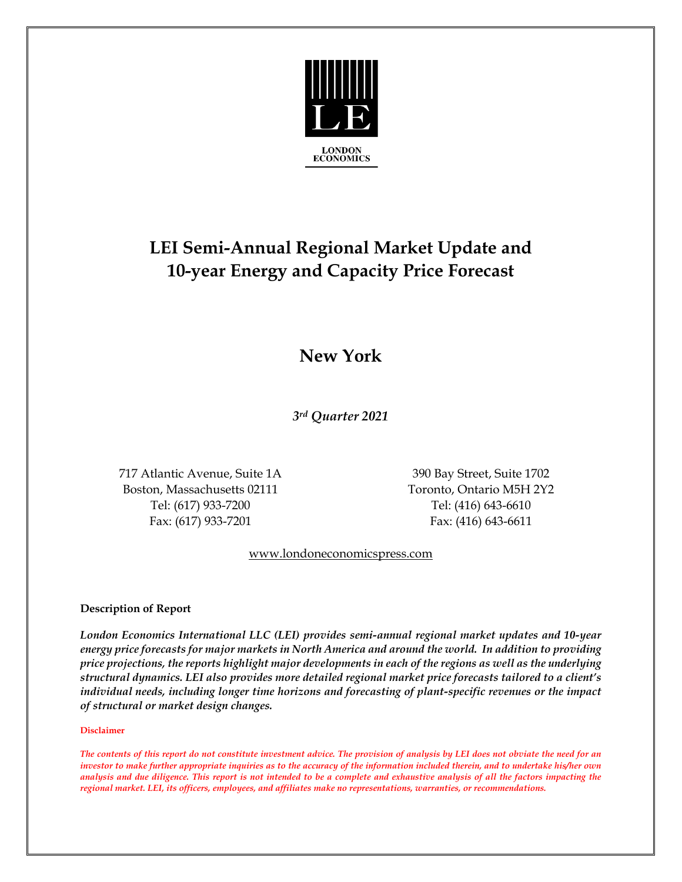LE

LONDON ECONOMICS

# LEI Semi-Annual Regional Market Update and 10-year Energy and Capacity Price Forecast

## New York

*3rd Quarter 2021*

717 Atlantic Avenue, Suite 1A
Boston, Massachusetts 02111
Tel: (617) 933-7200
Fax: (617) 933-7201

390 Bay Street, Suite 1702
Toronto, Ontario M5H 2Y2
Tel: (416) 643-6610
Fax: (416) 643-6611

www.londoneconomicspress.com

**Description of Report**

***London Economics International LLC (LEI) provides semi-annual regional market updates and 10-year energy price forecasts for major markets in North America and around the world. In addition to providing price projections, the reports highlight major developments in each of the regions as well as the underlying structural dynamics. LEI also provides more detailed regional market price forecasts tailored to a client's individual needs, including longer time horizons and forecasting of plant-specific revenues or the impact of structural or market design changes.***

**Disclaimer**

***The contents of this report do not constitute investment advice. The provision of analysis by LEI does not obviate the need for an investor to make further appropriate inquiries as to the accuracy of the information included therein, and to undertake his/her own analysis and due diligence. This report is not intended to be a complete and exhaustive analysis of all the factors impacting the regional market. LEI, its officers, employees, and affiliates make no representations, warranties, or recommendations.***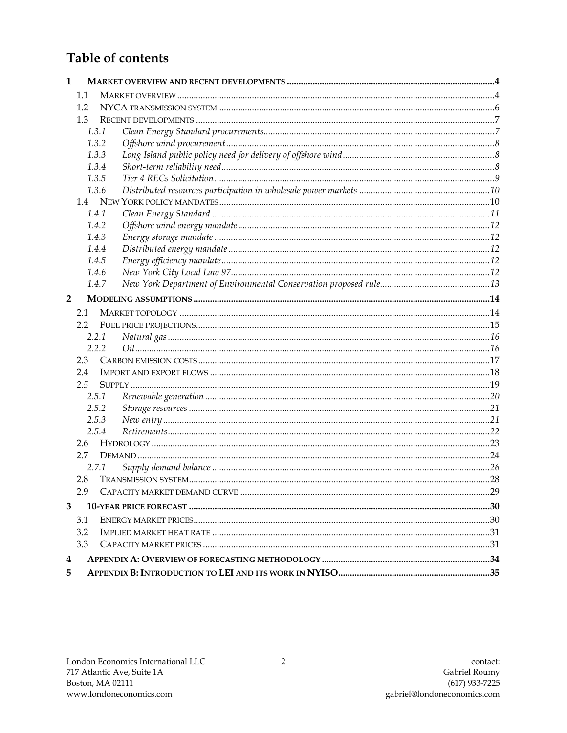# Table of contents

1 MARKET OVERVIEW AND RECENT DEVELOPMENTS ....................................................................................4
- 1.1 MARKET OVERVIEW ....................................................................................4
- 1.2 NYCA TRANSMISSION SYSTEM ....................................................................................6
- 1.3 RECENT DEVELOPMENTS ....................................................................................7
  - 1.3.1 *Clean Energy Standard procurements* ....................................................................................7
  - 1.3.2 *Offshore wind procurement* ....................................................................................8
  - 1.3.3 *Long Island public policy need for delivery of offshore wind* ....................................................................................8
  - 1.3.4 *Short-term reliability need* ....................................................................................8
  - 1.3.5 *Tier 4 RECs Solicitation* ....................................................................................9
  - 1.3.6 *Distributed resources participation in wholesale power markets* ....................................................................................10
- 1.4 NEW YORK POLICY MANDATES ....................................................................................10
  - 1.4.1 *Clean Energy Standard* ....................................................................................11
  - 1.4.2 *Offshore wind energy mandate* ....................................................................................12
  - 1.4.3 *Energy storage mandate* ....................................................................................12
  - 1.4.4 *Distributed energy mandate* ....................................................................................12
  - 1.4.5 *Energy efficiency mandate* ....................................................................................12
  - 1.4.6 *New York City Local Law 97* ....................................................................................12
  - 1.4.7 *New York Department of Environmental Conservation proposed rule* ....................................................................................13

2 MODELING ASSUMPTIONS ....................................................................................14
- 2.1 MARKET TOPOLOGY ....................................................................................14
- 2.2 FUEL PRICE PROJECTIONS ....................................................................................15
  - 2.2.1 *Natural gas* ....................................................................................16
  - 2.2.2 *Oil* ....................................................................................16
- 2.3 CARBON EMISSION COSTS ....................................................................................17
- 2.4 IMPORT AND EXPORT FLOWS ....................................................................................18
- *2.5* SUPPLY ....................................................................................19
  - 2.5.1 *Renewable generation* ....................................................................................20
  - 2.5.2 *Storage resources* ....................................................................................21
  - 2.5.3 *New entry* ....................................................................................21
  - 2.5.4 *Retirements* ....................................................................................22
- 2.6 HYDROLOGY ....................................................................................23
- 2.7 DEMAND ....................................................................................24
  - 2.7.1 *Supply demand balance* ....................................................................................26
- 2.8 TRANSMISSION SYSTEM ....................................................................................28
- 2.9 CAPACITY MARKET DEMAND CURVE ....................................................................................29

3 10-YEAR PRICE FORECAST ....................................................................................30
- 3.1 ENERGY MARKET PRICES ....................................................................................30
- 3.2 IMPLIED MARKET HEAT RATE ....................................................................................31
- 3.3 CAPACITY MARKET PRICES ....................................................................................31

4 APPENDIX A: OVERVIEW OF FORECASTING METHODOLOGY ....................................................................................34

5 APPENDIX B: INTRODUCTION TO LEI AND ITS WORK IN NYISO ....................................................................................35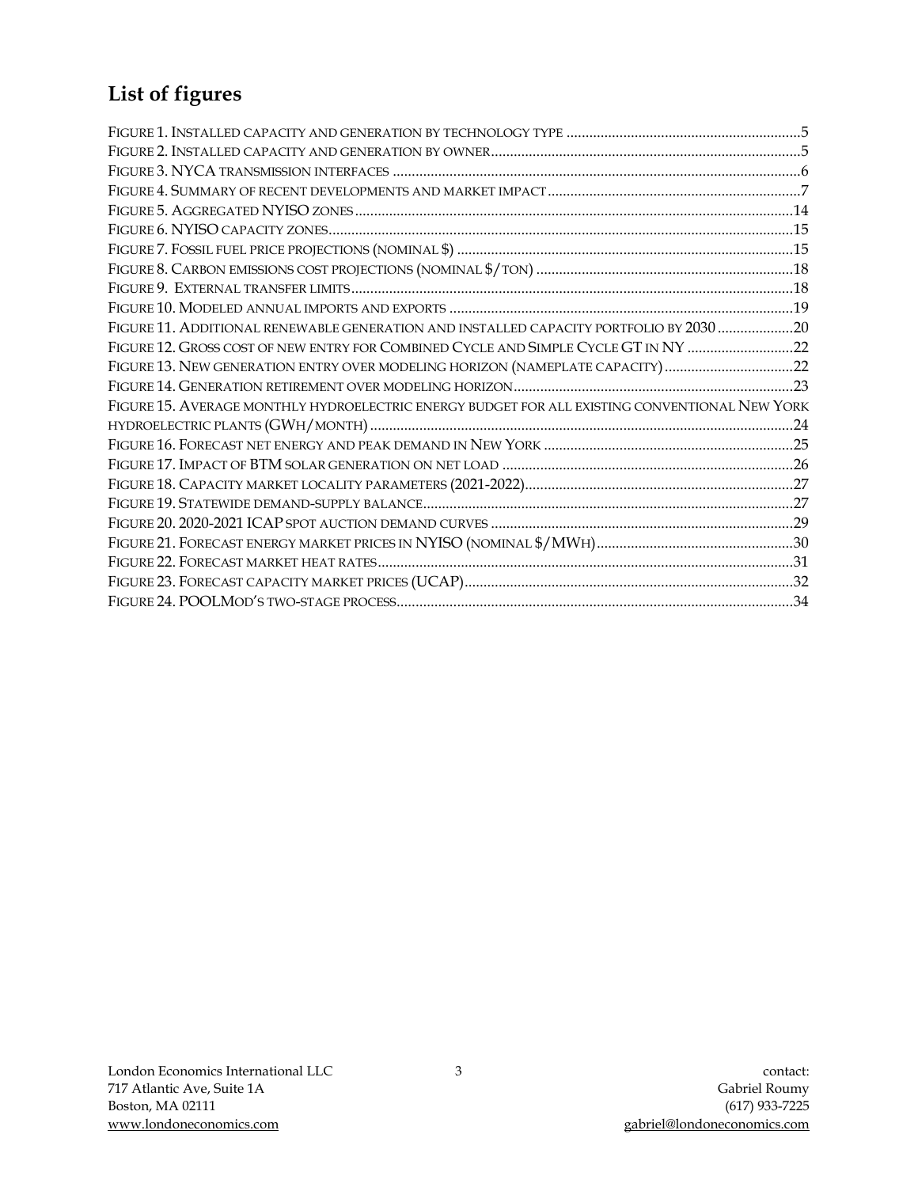## List of figures

Figure 1. Installed capacity and generation by technology type .............................................................5
Figure 2. Installed capacity and generation by owner.................................................................................5
Figure 3. NYCA transmission interfaces ...........................................................................................................6
Figure 4. Summary of recent developments and market impact...................................................................7
Figure 5. Aggregated NYISO zones...................................................................................................................14
Figure 6. NYISO capacity zones..........................................................................................................................15
Figure 7. Fossil fuel price projections (nominal $) .........................................................................................15
Figure 8. Carbon emissions cost projections (nominal $/ton) ....................................................................18
Figure 9. External transfer limits.....................................................................................................................18
Figure 10. Modeled annual imports and exports ...........................................................................................19
Figure 11. Additional renewable generation and installed capacity portfolio by 2030 ....................20
Figure 12. Gross cost of new entry for Combined Cycle and Simple Cycle GT in NY ............................22
Figure 13. New generation entry over modeling horizon (nameplate capacity) ..................................22
Figure 14. Generation retirement over modeling horizon..........................................................................23
Figure 15. Average monthly hydroelectric energy budget for all existing conventional New York hydroelectric plants (GWh/month) ................................................................................................................24
Figure 16. Forecast net energy and peak demand in New York ..................................................................25
Figure 17. Impact of BTM solar generation on net load .............................................................................26
Figure 18. Capacity market locality parameters (2021-2022).......................................................................27
Figure 19. Statewide demand-supply balance..................................................................................................27
Figure 20. 2020-2021 ICAP spot auction demand curves ................................................................................29
Figure 21. Forecast energy market prices in NYISO (nominal $/MWh)....................................................30
Figure 22. Forecast market heat rates.............................................................................................................31
Figure 23. Forecast capacity market prices (UCAP).......................................................................................32
Figure 24. POOLMod's two-stage process........................................................................................................34

London Economics International LLC
717 Atlantic Ave, Suite 1A
Boston, MA 02111
www.londoneconomics.com

contact:
Gabriel Roumy
(617) 933-7225
gabriel@londoneconomics.com